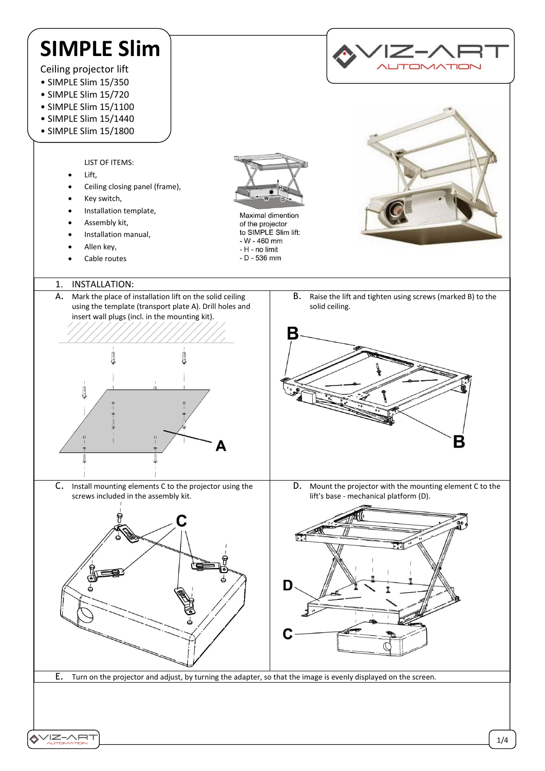# SIMPLE Slim

Ceiling projector lift

- SIMPLE Slim 15/350
- SIMPLE Slim 15/720
- SIMPLE Slim 15/1100
- SIMPLE Slim 15/1440
- SIMPLE Slim 15/1800

LIST OF ITEMS:

- Lift,
- Ceiling closing panel (frame),
- Key switch,
- Installation template,
- Assembly kit,
- Installation manual,
- Allen key,
- Cable routes

Maximal dimention of the projector to SIMPLE Slim lift:
- W - 460 mm
- H - no limit
- D - 536 mm

## 1. INSTALLATION:

**A.** Mark the place of installation lift on the solid ceiling using the template (transport plate A). Drill holes and insert wall plugs (incl. in the mounting kit).

**B.** Raise the lift and tighten using screws (marked B) to the solid ceiling.

**C.** Install mounting elements C to the projector using the screws included in the assembly kit.

**D.** Mount the projector with the mounting element C to the lift's base - mechanical platform (D).

**E.** Turn on the projector and adjust, by turning the adapter, so that the image is evenly displayed on the screen.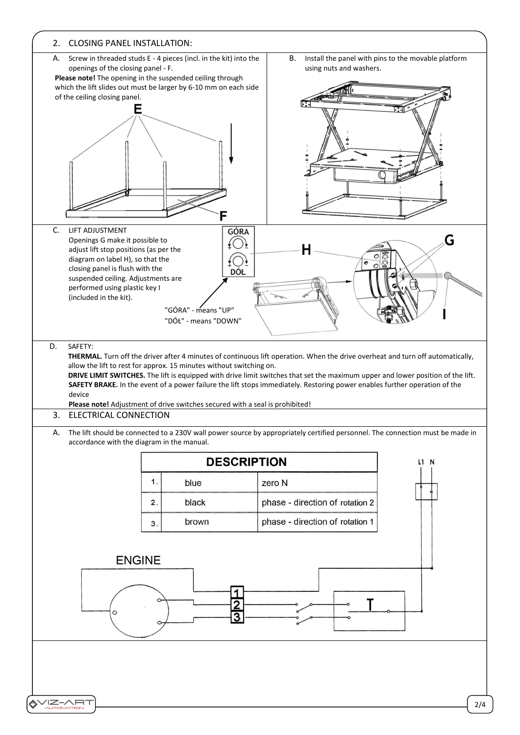## 2. CLOSING PANEL INSTALLATION:

A. Screw in threaded studs E - 4 pieces (incl. in the kit) into the openings of the closing panel - F.

**Please note!** The opening in the suspended ceiling through which the lift slides out must be larger by 6-10 mm on each side of the ceiling closing panel.

B. Install the panel with pins to the movable platform using nuts and washers.

C. LIFT ADJUSTMENT

Openings G make it possible to adjust lift stop positions (as per the diagram on label H), so that the closing panel is flush with the suspended ceiling. Adjustments are performed using plastic key I (included in the kit).

"GÓRA" - means "UP"

"DÓŁ" - means "DOWN"

D. SAFETY:

**THERMAL.** Turn off the driver after 4 minutes of continuous lift operation. When the drive overheat and turn off automatically, allow the lift to rest for approx. 15 minutes without switching on.

**DRIVE LIMIT SWITCHES.** The lift is equipped with drive limit switches that set the maximum upper and lower position of the lift.

**SAFETY BRAKE.** In the event of a power failure the lift stops immediately. Restoring power enables further operation of the device

**Please note!** Adjustment of drive switches secured with a seal is prohibited!

## 3. ELECTRICAL CONNECTION

A. The lift should be connected to a 230V wall power source by appropriately certified personnel. The connection must be made in accordance with the diagram in the manual.

| DESCRIPTION | | |
|---|---|---|
| 1. | blue | zero N |
| 2. | black | phase - direction of rotation 2 |
| 3. | brown | phase - direction of rotation 1 |

ENGINE

L1 N

1 2 3

T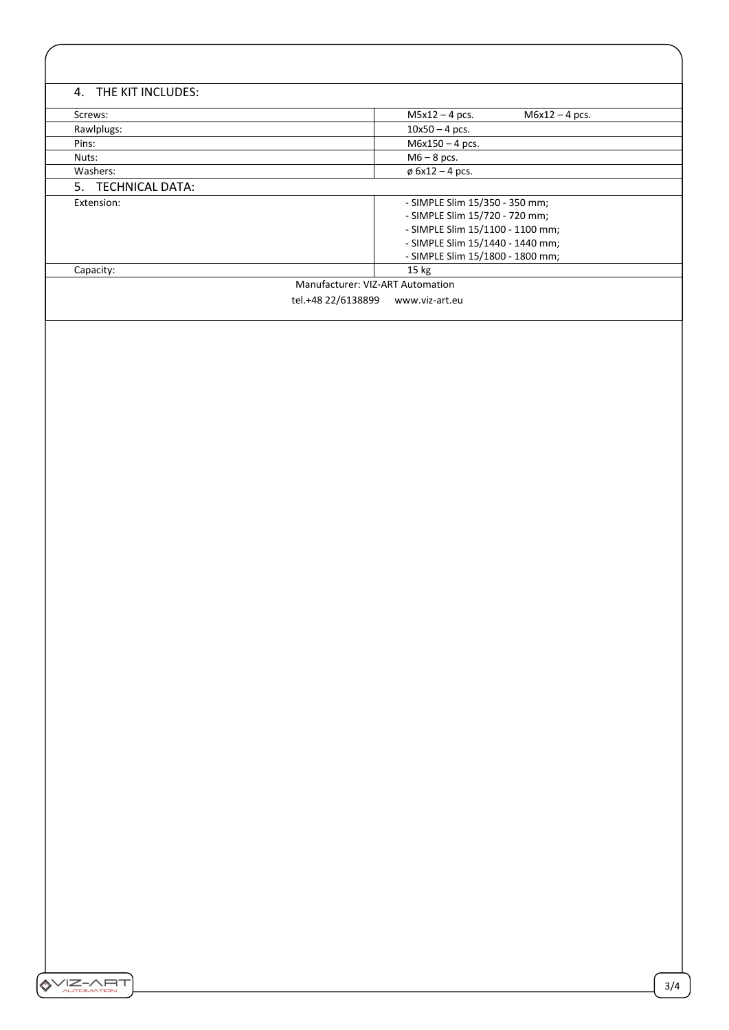## 4. THE KIT INCLUDES:

| | |
|---|---|
| Screws: | M5x12 – 4 pcs. M6x12 – 4 pcs. |
| Rawlplugs: | 10x50 – 4 pcs. |
| Pins: | M6x150 – 4 pcs. |
| Nuts: | M6 – 8 pcs. |
| Washers: | ø 6x12 – 4 pcs. |

## 5. TECHNICAL DATA:

| | |
|---|---|
| Extension: | - SIMPLE Slim 15/350 - 350 mm;<br>- SIMPLE Slim 15/720 - 720 mm;<br>- SIMPLE Slim 15/1100 - 1100 mm;<br>- SIMPLE Slim 15/1440 - 1440 mm;<br>- SIMPLE Slim 15/1800 - 1800 mm; |
| Capacity: | 15 kg |

Manufacturer: VIZ-ART Automation

tel.+48 22/6138899 www.viz-art.eu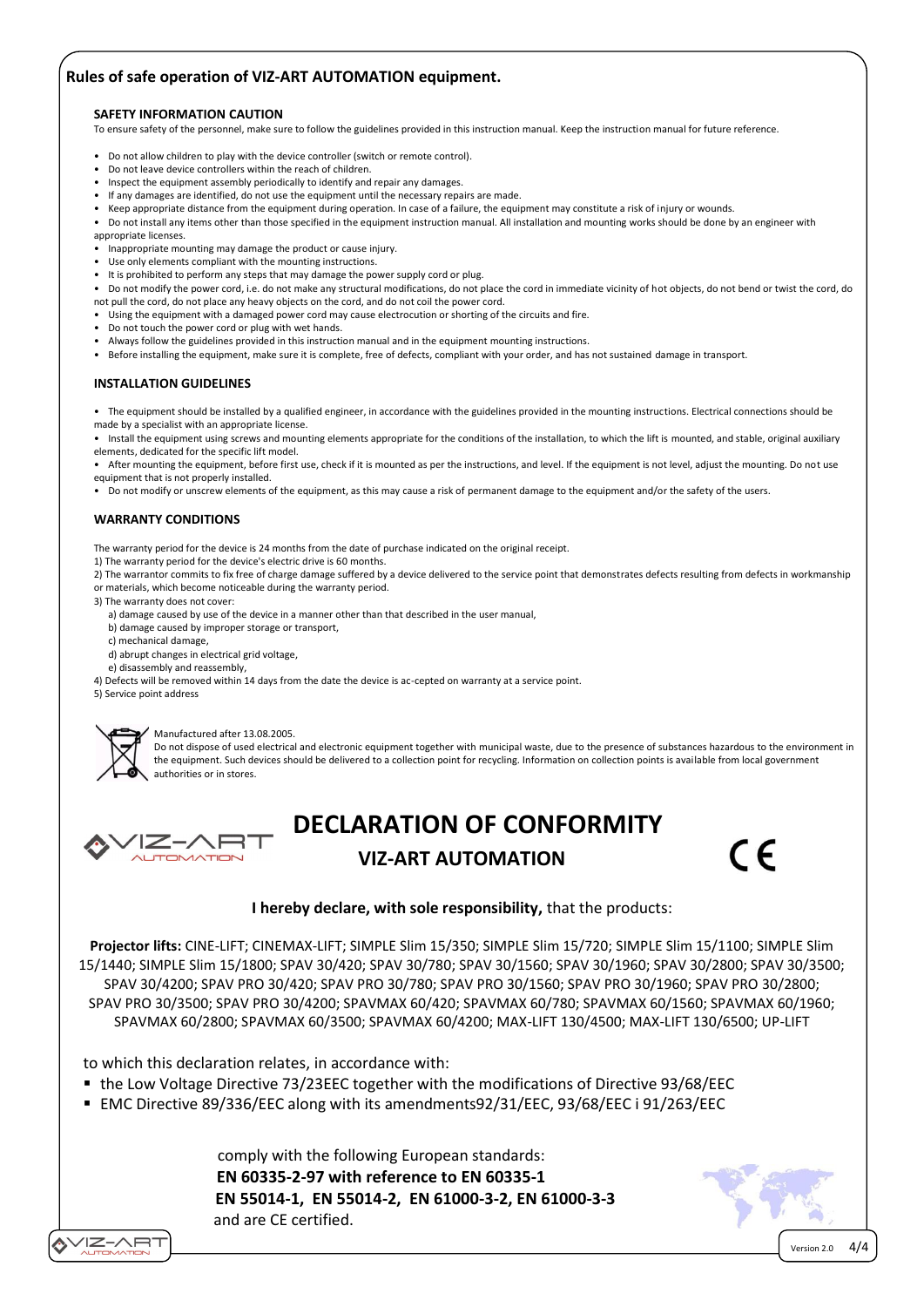## Rules of safe operation of VIZ-ART AUTOMATION equipment.

### SAFETY INFORMATION CAUTION

To ensure safety of the personnel, make sure to follow the guidelines provided in this instruction manual. Keep the instruction manual for future reference.

- Do not allow children to play with the device controller (switch or remote control).
- Do not leave device controllers within the reach of children.
- Inspect the equipment assembly periodically to identify and repair any damages.
- If any damages are identified, do not use the equipment until the necessary repairs are made.
- Keep appropriate distance from the equipment during operation. In case of a failure, the equipment may constitute a risk of injury or wounds.
- Do not install any items other than those specified in the equipment instruction manual. All installation and mounting works should be done by an engineer with appropriate licenses.
- Inappropriate mounting may damage the product or cause injury.
- Use only elements compliant with the mounting instructions.
- It is prohibited to perform any steps that may damage the power supply cord or plug.
- Do not modify the power cord, i.e. do not make any structural modifications, do not place the cord in immediate vicinity of hot objects, do not bend or twist the cord, do not pull the cord, do not place any heavy objects on the cord, and do not coil the power cord.
- Using the equipment with a damaged power cord may cause electrocution or shorting of the circuits and fire.
- Do not touch the power cord or plug with wet hands.
- Always follow the guidelines provided in this instruction manual and in the equipment mounting instructions.
- Before installing the equipment, make sure it is complete, free of defects, compliant with your order, and has not sustained damage in transport.

### INSTALLATION GUIDELINES

- The equipment should be installed by a qualified engineer, in accordance with the guidelines provided in the mounting instructions. Electrical connections should be made by a specialist with an appropriate license.
- Install the equipment using screws and mounting elements appropriate for the conditions of the installation, to which the lift is mounted, and stable, original auxiliary elements, dedicated for the specific lift model.
- After mounting the equipment, before first use, check if it is mounted as per the instructions, and level. If the equipment is not level, adjust the mounting. Do not use equipment that is not properly installed.
- Do not modify or unscrew elements of the equipment, as this may cause a risk of permanent damage to the equipment and/or the safety of the users.

### WARRANTY CONDITIONS

The warranty period for the device is 24 months from the date of purchase indicated on the original receipt.

1) The warranty period for the device's electric drive is 60 months.
2) The warrantor commits to fix free of charge damage suffered by a device delivered to the service point that demonstrates defects resulting from defects in workmanship or materials, which become noticeable during the warranty period.
3) The warranty does not cover:
   a) damage caused by use of the device in a manner other than that described in the user manual,
   b) damage caused by improper storage or transport,
   c) mechanical damage,
   d) abrupt changes in electrical grid voltage,
   e) disassembly and reassembly,
4) Defects will be removed within 14 days from the date the device is ac-cepted on warranty at a service point.
5) Service point address

Manufactured after 13.08.2005.
Do not dispose of used electrical and electronic equipment together with municipal waste, due to the presence of substances hazardous to the environment in the equipment. Such devices should be delivered to a collection point for recycling. Information on collection points is available from local government authorities or in stores.

# DECLARATION OF CONFORMITY

## VIZ-ART AUTOMATION

**I hereby declare, with sole responsibility,** that the products:

**Projector lifts:** CINE-LIFT; CINEMAX-LIFT; SIMPLE Slim 15/350; SIMPLE Slim 15/720; SIMPLE Slim 15/1100; SIMPLE Slim 15/1440; SIMPLE Slim 15/1800; SPAV 30/420; SPAV 30/780; SPAV 30/1560; SPAV 30/1960; SPAV 30/2800; SPAV 30/3500; SPAV 30/4200; SPAV PRO 30/420; SPAV PRO 30/780; SPAV PRO 30/1560; SPAV PRO 30/1960; SPAV PRO 30/2800; SPAV PRO 30/3500; SPAV PRO 30/4200; SPAVMAX 60/420; SPAVMAX 60/780; SPAVMAX 60/1560; SPAVMAX 60/1960; SPAVMAX 60/2800; SPAVMAX 60/3500; SPAVMAX 60/4200; MAX-LIFT 130/4500; MAX-LIFT 130/6500; UP-LIFT

to which this declaration relates, in accordance with:

- the Low Voltage Directive 73/23EEC together with the modifications of Directive 93/68/EEC
- EMC Directive 89/336/EEC along with its amendments92/31/EEC, 93/68/EEC i 91/263/EEC

comply with the following European standards:
**EN 60335-2-97 with reference to EN 60335-1**
**EN 55014-1, EN 55014-2, EN 61000-3-2, EN 61000-3-3**
and are CE certified.